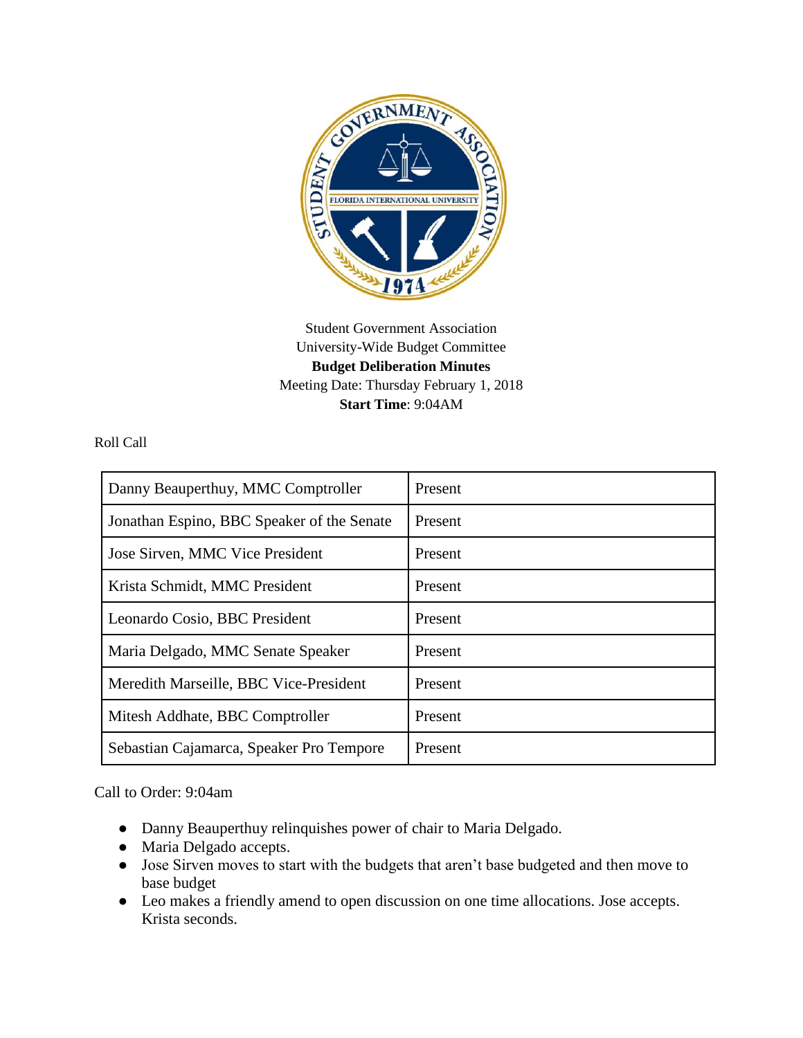Student Government Association
University-Wide Budget Committee
**Budget Deliberation Minutes**
Meeting Date: Thursday February 1, 2018
**Start Time**: 9:04AM

Roll Call

| Danny Beauperthuy, MMC Comptroller | Present |
|---|---|
| Jonathan Espino, BBC Speaker of the Senate | Present |
| Jose Sirven, MMC Vice President | Present |
| Krista Schmidt, MMC President | Present |
| Leonardo Cosio, BBC President | Present |
| Maria Delgado, MMC Senate Speaker | Present |
| Meredith Marseille, BBC Vice-President | Present |
| Mitesh Addhate, BBC Comptroller | Present |
| Sebastian Cajamarca, Speaker Pro Tempore | Present |

Call to Order: 9:04am

- Danny Beauperthuy relinquishes power of chair to Maria Delgado.
- Maria Delgado accepts.
- Jose Sirven moves to start with the budgets that aren't base budgeted and then move to base budget
- Leo makes a friendly amend to open discussion on one time allocations. Jose accepts. Krista seconds.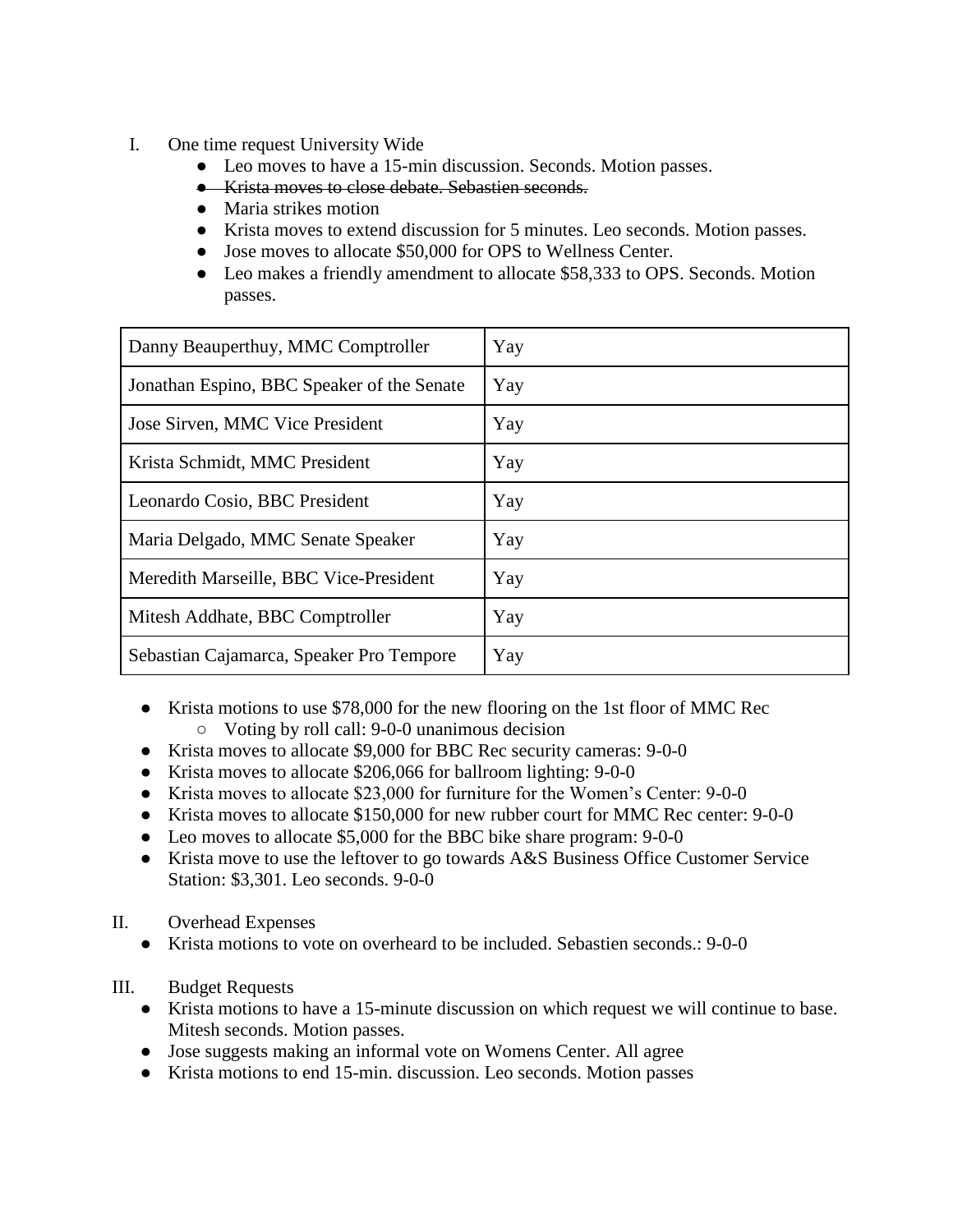I. One time request University Wide
    - Leo moves to have a 15-min discussion. Seconds. Motion passes.
    - ~~Krista moves to close debate. Sebastien seconds.~~
    - Maria strikes motion
    - Krista moves to extend discussion for 5 minutes. Leo seconds. Motion passes.
    - Jose moves to allocate $50,000 for OPS to Wellness Center.
    - Leo makes a friendly amendment to allocate $58,333 to OPS. Seconds. Motion passes.

| | |
|---|---|
| Danny Beauperthuy, MMC Comptroller | Yay |
| Jonathan Espino, BBC Speaker of the Senate | Yay |
| Jose Sirven, MMC Vice President | Yay |
| Krista Schmidt, MMC President | Yay |
| Leonardo Cosio, BBC President | Yay |
| Maria Delgado, MMC Senate Speaker | Yay |
| Meredith Marseille, BBC Vice-President | Yay |
| Mitesh Addhate, BBC Comptroller | Yay |
| Sebastian Cajamarca, Speaker Pro Tempore | Yay |

- Krista motions to use $78,000 for the new flooring on the 1st floor of MMC Rec
    - Voting by roll call: 9-0-0 unanimous decision
- Krista moves to allocate $9,000 for BBC Rec security cameras: 9-0-0
- Krista moves to allocate $206,066 for ballroom lighting: 9-0-0
- Krista moves to allocate $23,000 for furniture for the Women's Center: 9-0-0
- Krista moves to allocate $150,000 for new rubber court for MMC Rec center: 9-0-0
- Leo moves to allocate $5,000 for the BBC bike share program: 9-0-0
- Krista move to use the leftover to go towards A&S Business Office Customer Service Station: $3,301. Leo seconds. 9-0-0

II. Overhead Expenses
- Krista motions to vote on overheard to be included. Sebastien seconds.: 9-0-0

III. Budget Requests
- Krista motions to have a 15-minute discussion on which request we will continue to base. Mitesh seconds. Motion passes.
- Jose suggests making an informal vote on Womens Center. All agree
- Krista motions to end 15-min. discussion. Leo seconds. Motion passes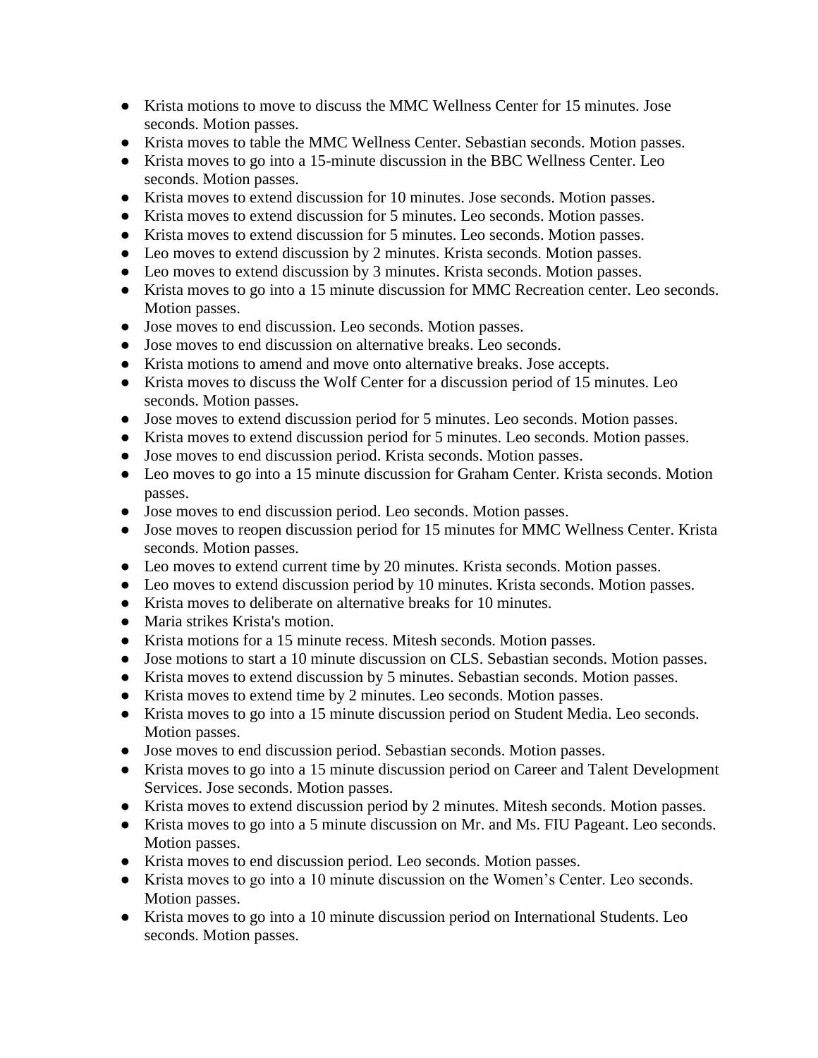- Krista motions to move to discuss the MMC Wellness Center for 15 minutes. Jose seconds. Motion passes.
- Krista moves to table the MMC Wellness Center. Sebastian seconds. Motion passes.
- Krista moves to go into a 15-minute discussion in the BBC Wellness Center. Leo seconds. Motion passes.
- Krista moves to extend discussion for 10 minutes. Jose seconds. Motion passes.
- Krista moves to extend discussion for 5 minutes. Leo seconds. Motion passes.
- Krista moves to extend discussion for 5 minutes. Leo seconds. Motion passes.
- Leo moves to extend discussion by 2 minutes. Krista seconds. Motion passes.
- Leo moves to extend discussion by 3 minutes. Krista seconds. Motion passes.
- Krista moves to go into a 15 minute discussion for MMC Recreation center. Leo seconds. Motion passes.
- Jose moves to end discussion. Leo seconds. Motion passes.
- Jose moves to end discussion on alternative breaks. Leo seconds.
- Krista motions to amend and move onto alternative breaks. Jose accepts.
- Krista moves to discuss the Wolf Center for a discussion period of 15 minutes. Leo seconds. Motion passes.
- Jose moves to extend discussion period for 5 minutes. Leo seconds. Motion passes.
- Krista moves to extend discussion period for 5 minutes. Leo seconds. Motion passes.
- Jose moves to end discussion period. Krista seconds. Motion passes.
- Leo moves to go into a 15 minute discussion for Graham Center. Krista seconds. Motion passes.
- Jose moves to end discussion period. Leo seconds. Motion passes.
- Jose moves to reopen discussion period for 15 minutes for MMC Wellness Center. Krista seconds. Motion passes.
- Leo moves to extend current time by 20 minutes. Krista seconds. Motion passes.
- Leo moves to extend discussion period by 10 minutes. Krista seconds. Motion passes.
- Krista moves to deliberate on alternative breaks for 10 minutes.
- Maria strikes Krista's motion.
- Krista motions for a 15 minute recess. Mitesh seconds. Motion passes.
- Jose motions to start a 10 minute discussion on CLS. Sebastian seconds. Motion passes.
- Krista moves to extend discussion by 5 minutes. Sebastian seconds. Motion passes.
- Krista moves to extend time by 2 minutes. Leo seconds. Motion passes.
- Krista moves to go into a 15 minute discussion period on Student Media. Leo seconds. Motion passes.
- Jose moves to end discussion period. Sebastian seconds. Motion passes.
- Krista moves to go into a 15 minute discussion period on Career and Talent Development Services. Jose seconds. Motion passes.
- Krista moves to extend discussion period by 2 minutes. Mitesh seconds. Motion passes.
- Krista moves to go into a 5 minute discussion on Mr. and Ms. FIU Pageant. Leo seconds. Motion passes.
- Krista moves to end discussion period. Leo seconds. Motion passes.
- Krista moves to go into a 10 minute discussion on the Women's Center. Leo seconds. Motion passes.
- Krista moves to go into a 10 minute discussion period on International Students. Leo seconds. Motion passes.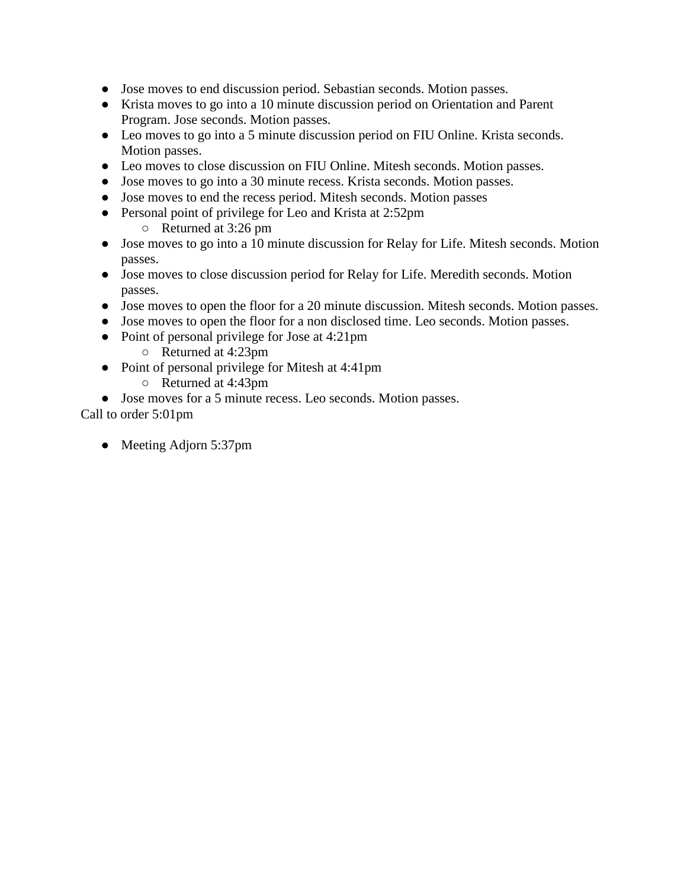- Jose moves to end discussion period. Sebastian seconds. Motion passes.
- Krista moves to go into a 10 minute discussion period on Orientation and Parent Program. Jose seconds. Motion passes.
- Leo moves to go into a 5 minute discussion period on FIU Online. Krista seconds. Motion passes.
- Leo moves to close discussion on FIU Online. Mitesh seconds. Motion passes.
- Jose moves to go into a 30 minute recess. Krista seconds. Motion passes.
- Jose moves to end the recess period. Mitesh seconds. Motion passes
- Personal point of privilege for Leo and Krista at 2:52pm
    - Returned at 3:26 pm
- Jose moves to go into a 10 minute discussion for Relay for Life. Mitesh seconds. Motion passes.
- Jose moves to close discussion period for Relay for Life. Meredith seconds. Motion passes.
- Jose moves to open the floor for a 20 minute discussion. Mitesh seconds. Motion passes.
- Jose moves to open the floor for a non disclosed time. Leo seconds. Motion passes.
- Point of personal privilege for Jose at 4:21pm
    - Returned at 4:23pm
- Point of personal privilege for Mitesh at 4:41pm
    - Returned at 4:43pm
- Jose moves for a 5 minute recess. Leo seconds. Motion passes.

Call to order 5:01pm

- Meeting Adjorn 5:37pm